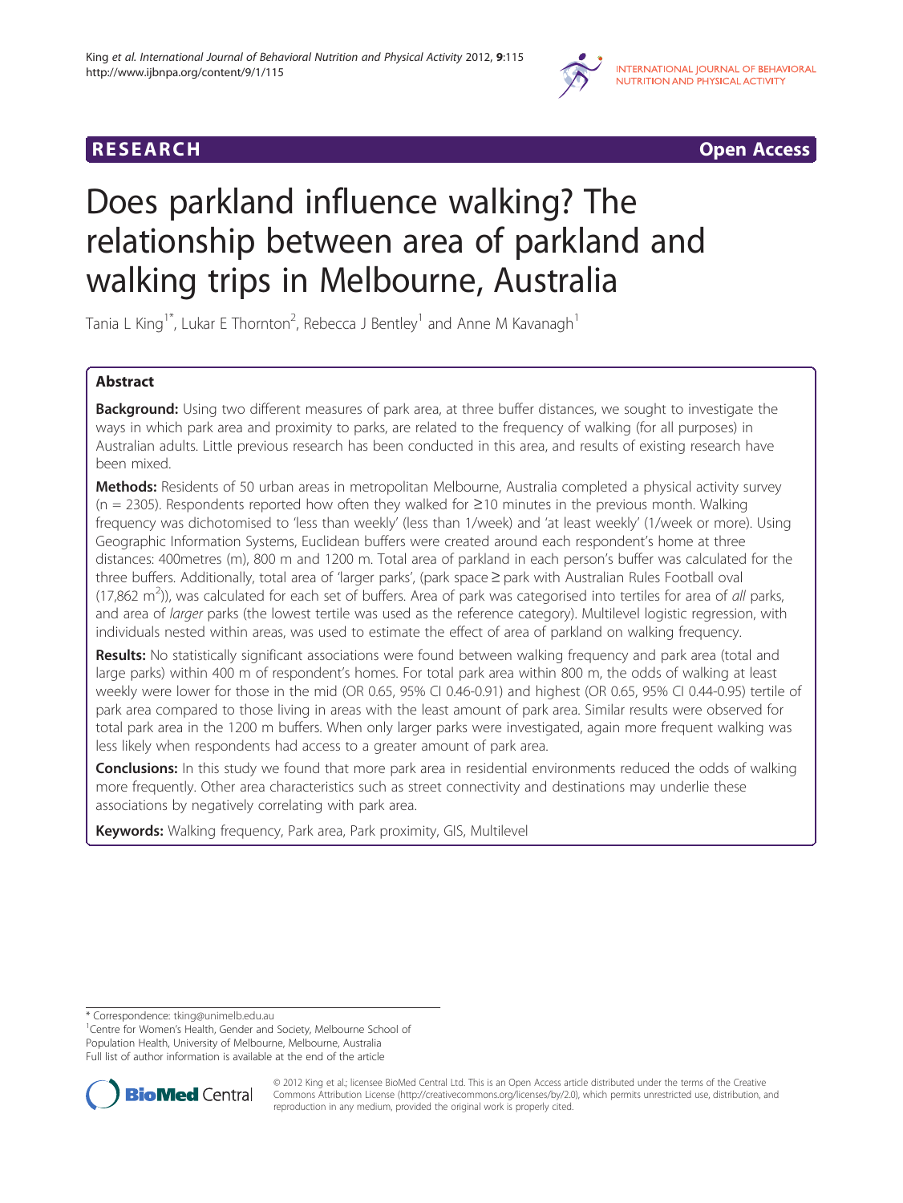RESEARCH Open Access

# Does parkland influence walking? The relationship between area of parkland and walking trips in Melbourne, Australia

Tania L King[1*], Lukar E Thornton[2], Rebecca J Bentley[1] and Anne M Kavanagh[1]

## Abstract

**Background:** Using two different measures of park area, at three buffer distances, we sought to investigate the ways in which park area and proximity to parks, are related to the frequency of walking (for all purposes) in Australian adults. Little previous research has been conducted in this area, and results of existing research have been mixed.

**Methods:** Residents of 50 urban areas in metropolitan Melbourne, Australia completed a physical activity survey (n = 2305). Respondents reported how often they walked for ≥10 minutes in the previous month. Walking frequency was dichotomised to 'less than weekly' (less than 1/week) and 'at least weekly' (1/week or more). Using Geographic Information Systems, Euclidean buffers were created around each respondent's home at three distances: 400metres (m), 800 m and 1200 m. Total area of parkland in each person's buffer was calculated for the three buffers. Additionally, total area of 'larger parks', (park space ≥ park with Australian Rules Football oval (17,862 $m^2$)), was calculated for each set of buffers. Area of park was categorised into tertiles for area of *all* parks, and area of *larger* parks (the lowest tertile was used as the reference category). Multilevel logistic regression, with individuals nested within areas, was used to estimate the effect of area of parkland on walking frequency.

**Results:** No statistically significant associations were found between walking frequency and park area (total and large parks) within 400 m of respondent's homes. For total park area within 800 m, the odds of walking at least weekly were lower for those in the mid (OR 0.65, 95% CI 0.46-0.91) and highest (OR 0.65, 95% CI 0.44-0.95) tertile of park area compared to those living in areas with the least amount of park area. Similar results were observed for total park area in the 1200 m buffers. When only larger parks were investigated, again more frequent walking was less likely when respondents had access to a greater amount of park area.

**Conclusions:** In this study we found that more park area in residential environments reduced the odds of walking more frequently. Other area characteristics such as street connectivity and destinations may underlie these associations by negatively correlating with park area.

**Keywords:** Walking frequency, Park area, Park proximity, GIS, Multilevel

\* Correspondence: tking@unimelb.edu.au
[1]Centre for Women's Health, Gender and Society, Melbourne School of Population Health, University of Melbourne, Melbourne, Australia
Full list of author information is available at the end of the article

© 2012 King et al.; licensee BioMed Central Ltd. This is an Open Access article distributed under the terms of the Creative Commons Attribution License (http://creativecommons.org/licenses/by/2.0), which permits unrestricted use, distribution, and reproduction in any medium, provided the original work is properly cited.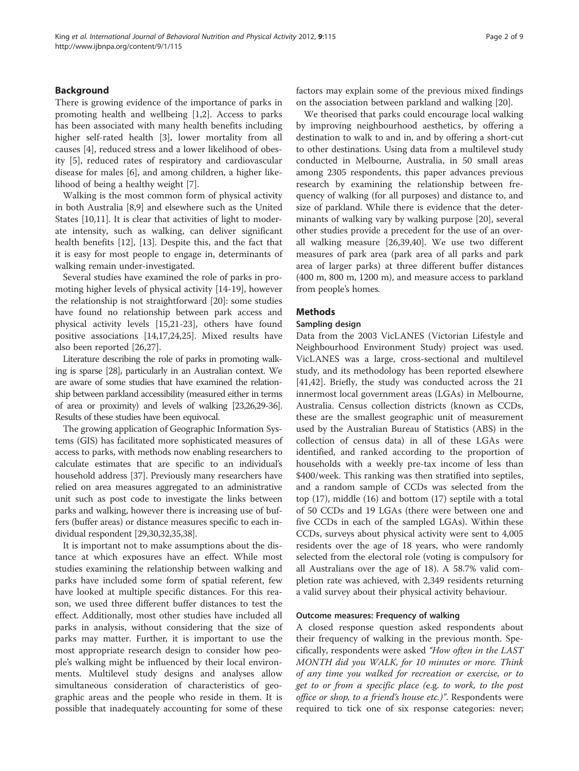## Background

There is growing evidence of the importance of parks in promoting health and wellbeing [1,2]. Access to parks has been associated with many health benefits including higher self-rated health [3], lower mortality from all causes [4], reduced stress and a lower likelihood of obesity [5], reduced rates of respiratory and cardiovascular disease for males [6], and among children, a higher likelihood of being a healthy weight [7].

Walking is the most common form of physical activity in both Australia [8,9] and elsewhere such as the United States [10,11]. It is clear that activities of light to moderate intensity, such as walking, can deliver significant health benefits [12], [13]. Despite this, and the fact that it is easy for most people to engage in, determinants of walking remain under-investigated.

Several studies have examined the role of parks in promoting higher levels of physical activity [14-19], however the relationship is not straightforward [20]: some studies have found no relationship between park access and physical activity levels [15,21-23], others have found positive associations [14,17,24,25]. Mixed results have also been reported [26,27].

Literature describing the role of parks in promoting walking is sparse [28], particularly in an Australian context. We are aware of some studies that have examined the relationship between parkland accessibility (measured either in terms of area or proximity) and levels of walking [23,26,29-36]. Results of these studies have been equivocal.

The growing application of Geographic Information Systems (GIS) has facilitated more sophisticated measures of access to parks, with methods now enabling researchers to calculate estimates that are specific to an individual's household address [37]. Previously many researchers have relied on area measures aggregated to an administrative unit such as post code to investigate the links between parks and walking, however there is increasing use of buffers (buffer areas) or distance measures specific to each individual respondent [29,30,32,35,38].

It is important not to make assumptions about the distance at which exposures have an effect. While most studies examining the relationship between walking and parks have included some form of spatial referent, few have looked at multiple specific distances. For this reason, we used three different buffer distances to test the effect. Additionally, most other studies have included all parks in analysis, without considering that the size of parks may matter. Further, it is important to use the most appropriate research design to consider how people's walking might be influenced by their local environments. Multilevel study designs and analyses allow simultaneous consideration of characteristics of geographic areas and the people who reside in them. It is possible that inadequately accounting for some of these factors may explain some of the previous mixed findings on the association between parkland and walking [20].

We theorised that parks could encourage local walking by improving neighbourhood aesthetics, by offering a destination to walk to and in, and by offering a short-cut to other destinations. Using data from a multilevel study conducted in Melbourne, Australia, in 50 small areas among 2305 respondents, this paper advances previous research by examining the relationship between frequency of walking (for all purposes) and distance to, and size of parkland. While there is evidence that the determinants of walking vary by walking purpose [20], several other studies provide a precedent for the use of an overall walking measure [26,39,40]. We use two different measures of park area (park area of all parks and park area of larger parks) at three different buffer distances (400 m, 800 m, 1200 m), and measure access to parkland from people's homes.

## Methods

### Sampling design

Data from the 2003 VicLANES (Victorian Lifestyle and Neighbourhood Environment Study) project was used. VicLANES was a large, cross-sectional and multilevel study, and its methodology has been reported elsewhere [41,42]. Briefly, the study was conducted across the 21 innermost local government areas (LGAs) in Melbourne, Australia. Census collection districts (known as CCDs, these are the smallest geographic unit of measurement used by the Australian Bureau of Statistics (ABS) in the collection of census data) in all of these LGAs were identified, and ranked according to the proportion of households with a weekly pre-tax income of less than \$400/week. This ranking was then stratified into septiles, and a random sample of CCDs was selected from the top (17), middle (16) and bottom (17) septile with a total of 50 CCDs and 19 LGAs (there were between one and five CCDs in each of the sampled LGAs). Within these CCDs, surveys about physical activity were sent to 4,005 residents over the age of 18 years, who were randomly selected from the electoral role (voting is compulsory for all Australians over the age of 18). A 58.7% valid completion rate was achieved, with 2,349 residents returning a valid survey about their physical activity behaviour.

### Outcome measures: Frequency of walking

A closed response question asked respondents about their frequency of walking in the previous month. Specifically, respondents were asked *"How often in the LAST MONTH did you WALK, for 10 minutes or more. Think of any time you walked for recreation or exercise, or to get to or from a specific place (e.g. to work, to the post office or shop, to a friend's house etc.)"*. Respondents were required to tick one of six response categories: never;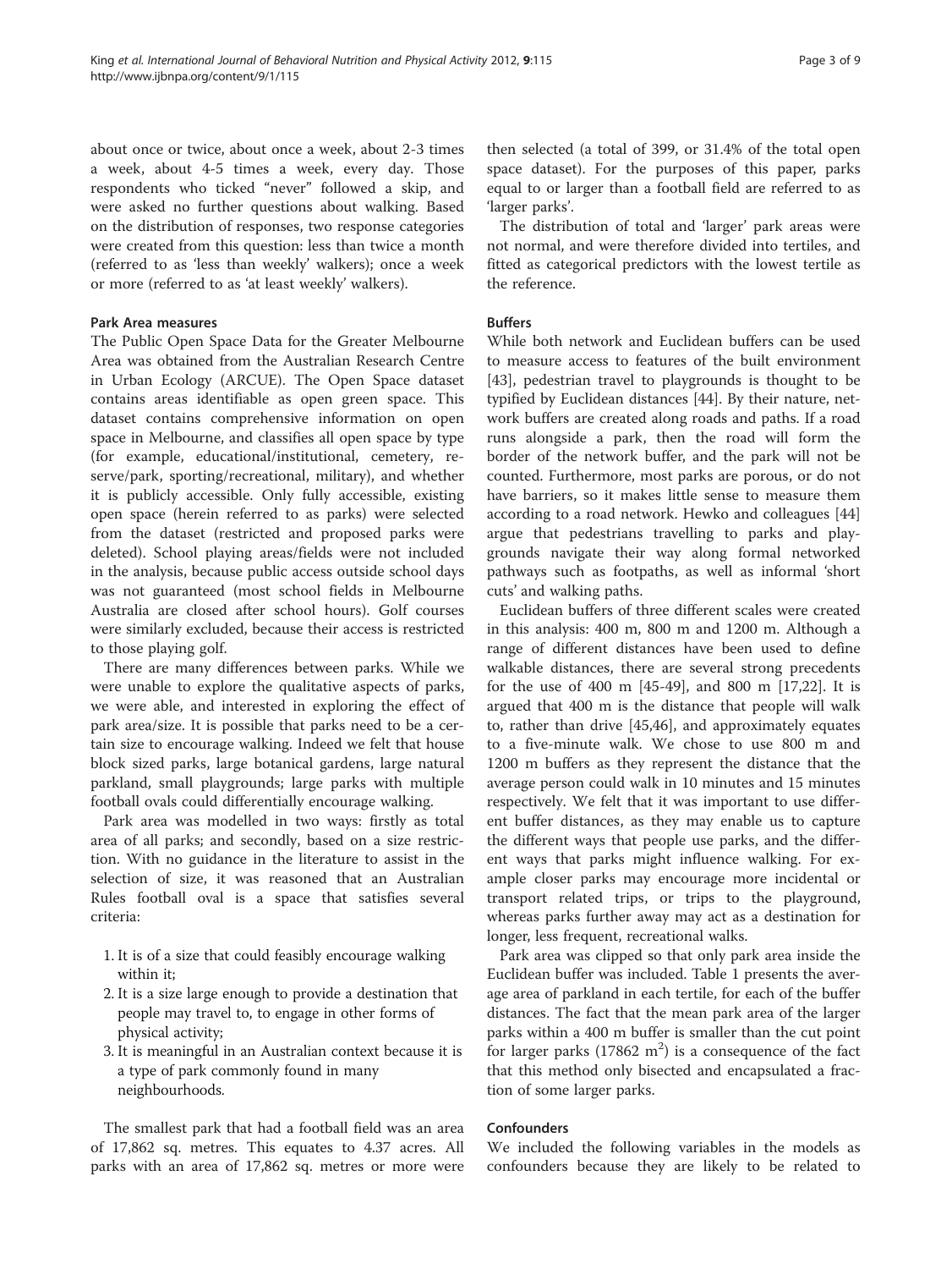about once or twice, about once a week, about 2-3 times a week, about 4-5 times a week, every day. Those respondents who ticked "never" followed a skip, and were asked no further questions about walking. Based on the distribution of responses, two response categories were created from this question: less than twice a month (referred to as 'less than weekly' walkers); once a week or more (referred to as 'at least weekly' walkers).

### Park Area measures

The Public Open Space Data for the Greater Melbourne Area was obtained from the Australian Research Centre in Urban Ecology (ARCUE). The Open Space dataset contains areas identifiable as open green space. This dataset contains comprehensive information on open space in Melbourne, and classifies all open space by type (for example, educational/institutional, cemetery, reserve/park, sporting/recreational, military), and whether it is publicly accessible. Only fully accessible, existing open space (herein referred to as parks) were selected from the dataset (restricted and proposed parks were deleted). School playing areas/fields were not included in the analysis, because public access outside school days was not guaranteed (most school fields in Melbourne Australia are closed after school hours). Golf courses were similarly excluded, because their access is restricted to those playing golf.

There are many differences between parks. While we were unable to explore the qualitative aspects of parks, we were able, and interested in exploring the effect of park area/size. It is possible that parks need to be a certain size to encourage walking. Indeed we felt that house block sized parks, large botanical gardens, large natural parkland, small playgrounds; large parks with multiple football ovals could differentially encourage walking.

Park area was modelled in two ways: firstly as total area of all parks; and secondly, based on a size restriction. With no guidance in the literature to assist in the selection of size, it was reasoned that an Australian Rules football oval is a space that satisfies several criteria:

1. It is of a size that could feasibly encourage walking within it;
2. It is a size large enough to provide a destination that people may travel to, to engage in other forms of physical activity;
3. It is meaningful in an Australian context because it is a type of park commonly found in many neighbourhoods.

The smallest park that had a football field was an area of 17,862 sq. metres. This equates to 4.37 acres. All parks with an area of 17,862 sq. metres or more were then selected (a total of 399, or 31.4% of the total open space dataset). For the purposes of this paper, parks equal to or larger than a football field are referred to as 'larger parks'.

The distribution of total and 'larger' park areas were not normal, and were therefore divided into tertiles, and fitted as categorical predictors with the lowest tertile as the reference.

### Buffers

While both network and Euclidean buffers can be used to measure access to features of the built environment [43], pedestrian travel to playgrounds is thought to be typified by Euclidean distances [44]. By their nature, network buffers are created along roads and paths. If a road runs alongside a park, then the road will form the border of the network buffer, and the park will not be counted. Furthermore, most parks are porous, or do not have barriers, so it makes little sense to measure them according to a road network. Hewko and colleagues [44] argue that pedestrians travelling to parks and playgrounds navigate their way along formal networked pathways such as footpaths, as well as informal 'short cuts' and walking paths.

Euclidean buffers of three different scales were created in this analysis: 400 m, 800 m and 1200 m. Although a range of different distances have been used to define walkable distances, there are several strong precedents for the use of 400 m [45-49], and 800 m [17,22]. It is argued that 400 m is the distance that people will walk to, rather than drive [45,46], and approximately equates to a five-minute walk. We chose to use 800 m and 1200 m buffers as they represent the distance that the average person could walk in 10 minutes and 15 minutes respectively. We felt that it was important to use different buffer distances, as they may enable us to capture the different ways that people use parks, and the different ways that parks might influence walking. For example closer parks may encourage more incidental or transport related trips, or trips to the playground, whereas parks further away may act as a destination for longer, less frequent, recreational walks.

Park area was clipped so that only park area inside the Euclidean buffer was included. Table 1 presents the average area of parkland in each tertile, for each of the buffer distances. The fact that the mean park area of the larger parks within a 400 m buffer is smaller than the cut point for larger parks (17862 $m^2$) is a consequence of the fact that this method only bisected and encapsulated a fraction of some larger parks.

### Confounders

We included the following variables in the models as confounders because they are likely to be related to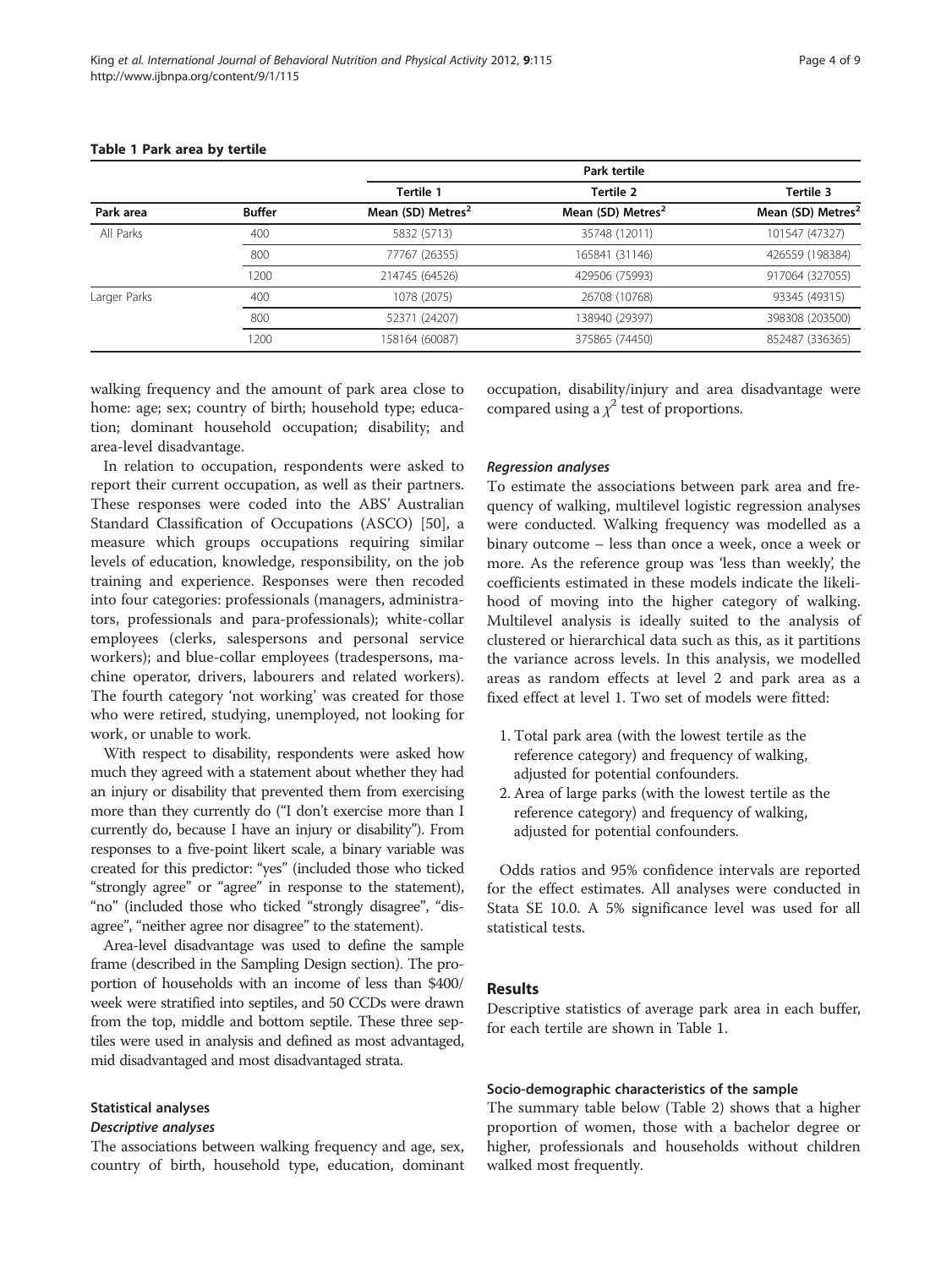**Table 1 Park area by tertile**

| | | Park tertile | | |
|---|---|---|---|---|
| | | Tertile 1 | Tertile 2 | Tertile 3 |
| Park area | Buffer | Mean (SD) Metres$^2$ | Mean (SD) Metres$^2$ | Mean (SD) Metres$^2$ |
| All Parks | 400 | 5832 (5713) | 35748 (12011) | 101547 (47327) |
| | 800 | 77767 (26355) | 165841 (31146) | 426559 (198384) |
| | 1200 | 214745 (64526) | 429506 (75993) | 917064 (327055) |
| Larger Parks | 400 | 1078 (2075) | 26708 (10768) | 93345 (49315) |
| | 800 | 52371 (24207) | 138940 (29397) | 398308 (203500) |
| | 1200 | 158164 (60087) | 375865 (74450) | 852487 (336365) |

walking frequency and the amount of park area close to home: age; sex; country of birth; household type; education; dominant household occupation; disability; and area-level disadvantage.

In relation to occupation, respondents were asked to report their current occupation, as well as their partners. These responses were coded into the ABS' Australian Standard Classification of Occupations (ASCO) [50], a measure which groups occupations requiring similar levels of education, knowledge, responsibility, on the job training and experience. Responses were then recoded into four categories: professionals (managers, administrators, professionals and para-professionals); white-collar employees (clerks, salespersons and personal service workers); and blue-collar employees (tradespersons, machine operator, drivers, labourers and related workers). The fourth category 'not working' was created for those who were retired, studying, unemployed, not looking for work, or unable to work.

With respect to disability, respondents were asked how much they agreed with a statement about whether they had an injury or disability that prevented them from exercising more than they currently do ("I don't exercise more than I currently do, because I have an injury or disability"). From responses to a five-point likert scale, a binary variable was created for this predictor: "yes" (included those who ticked "strongly agree" or "agree" in response to the statement), "no" (included those who ticked "strongly disagree", "disagree", "neither agree nor disagree" to the statement).

Area-level disadvantage was used to define the sample frame (described in the Sampling Design section). The proportion of households with an income of less than \$400/week were stratified into septiles, and 50 CCDs were drawn from the top, middle and bottom septile. These three septiles were used in analysis and defined as most advantaged, mid disadvantaged and most disadvantaged strata.

### Statistical analyses

#### *Descriptive analyses*

The associations between walking frequency and age, sex, country of birth, household type, education, dominant occupation, disability/injury and area disadvantage were compared using a $\chi^2$ test of proportions.

#### *Regression analyses*

To estimate the associations between park area and frequency of walking, multilevel logistic regression analyses were conducted. Walking frequency was modelled as a binary outcome – less than once a week, once a week or more. As the reference group was 'less than weekly', the coefficients estimated in these models indicate the likelihood of moving into the higher category of walking. Multilevel analysis is ideally suited to the analysis of clustered or hierarchical data such as this, as it partitions the variance across levels. In this analysis, we modelled areas as random effects at level 2 and park area as a fixed effect at level 1. Two set of models were fitted:

1. Total park area (with the lowest tertile as the reference category) and frequency of walking, adjusted for potential confounders.
2. Area of large parks (with the lowest tertile as the reference category) and frequency of walking, adjusted for potential confounders.

Odds ratios and 95% confidence intervals are reported for the effect estimates. All analyses were conducted in Stata SE 10.0. A 5% significance level was used for all statistical tests.

## Results

Descriptive statistics of average park area in each buffer, for each tertile are shown in Table 1.

### Socio-demographic characteristics of the sample

The summary table below (Table 2) shows that a higher proportion of women, those with a bachelor degree or higher, professionals and households without children walked most frequently.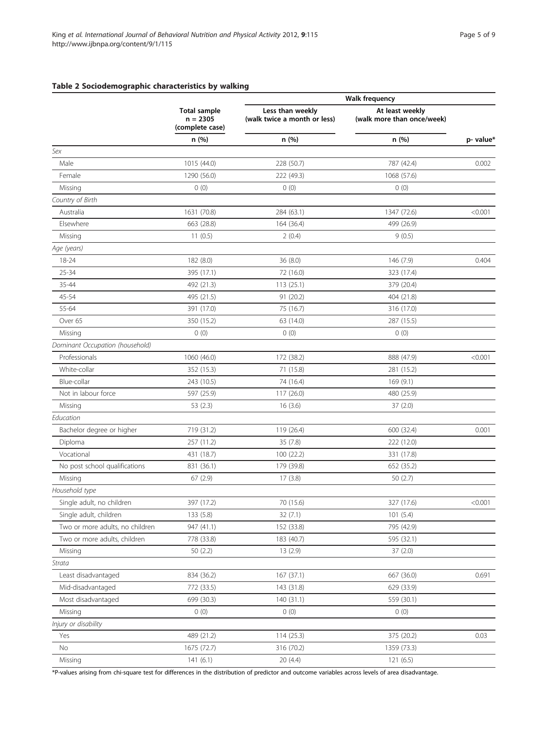## Table 2 Sociodemographic characteristics by walking

| | Total sample n = 2305 (complete case) | Walk frequency | | |
|---|---|---|---|---|
| | | Less than weekly (walk twice a month or less) | At least weekly (walk more than once/week) | |
| | n (%) | n (%) | n (%) | p- value* |
| *Sex* | | | | |
| Male | 1015 (44.0) | 228 (50.7) | 787 (42.4) | 0.002 |
| Female | 1290 (56.0) | 222 (49.3) | 1068 (57.6) | |
| Missing | 0 (0) | 0 (0) | 0 (0) | |
| *Country of Birth* | | | | |
| Australia | 1631 (70.8) | 284 (63.1) | 1347 (72.6) | <0.001 |
| Elsewhere | 663 (28.8) | 164 (36.4) | 499 (26.9) | |
| Missing | 11 (0.5) | 2 (0.4) | 9 (0.5) | |
| *Age (years)* | | | | |
| 18-24 | 182 (8.0) | 36 (8.0) | 146 (7.9) | 0.404 |
| 25-34 | 395 (17.1) | 72 (16.0) | 323 (17.4) | |
| 35-44 | 492 (21.3) | 113 (25.1) | 379 (20.4) | |
| 45-54 | 495 (21.5) | 91 (20.2) | 404 (21.8) | |
| 55-64 | 391 (17.0) | 75 (16.7) | 316 (17.0) | |
| Over 65 | 350 (15.2) | 63 (14.0) | 287 (15.5) | |
| Missing | 0 (0) | 0 (0) | 0 (0) | |
| *Dominant Occupation (household)* | | | | |
| Professionals | 1060 (46.0) | 172 (38.2) | 888 (47.9) | <0.001 |
| White-collar | 352 (15.3) | 71 (15.8) | 281 (15.2) | |
| Blue-collar | 243 (10.5) | 74 (16.4) | 169 (9.1) | |
| Not in labour force | 597 (25.9) | 117 (26.0) | 480 (25.9) | |
| Missing | 53 (2.3) | 16 (3.6) | 37 (2.0) | |
| *Education* | | | | |
| Bachelor degree or higher | 719 (31.2) | 119 (26.4) | 600 (32.4) | 0.001 |
| Diploma | 257 (11.2) | 35 (7.8) | 222 (12.0) | |
| Vocational | 431 (18.7) | 100 (22.2) | 331 (17.8) | |
| No post school qualifications | 831 (36.1) | 179 (39.8) | 652 (35.2) | |
| Missing | 67 (2.9) | 17 (3.8) | 50 (2.7) | |
| *Household type* | | | | |
| Single adult, no children | 397 (17.2) | 70 (15.6) | 327 (17.6) | <0.001 |
| Single adult, children | 133 (5.8) | 32 (7.1) | 101 (5.4) | |
| Two or more adults, no children | 947 (41.1) | 152 (33.8) | 795 (42.9) | |
| Two or more adults, children | 778 (33.8) | 183 (40.7) | 595 (32.1) | |
| Missing | 50 (2.2) | 13 (2.9) | 37 (2.0) | |
| *Strata* | | | | |
| Least disadvantaged | 834 (36.2) | 167 (37.1) | 667 (36.0) | 0.691 |
| Mid-disadvantaged | 772 (33.5) | 143 (31.8) | 629 (33.9) | |
| Most disadvantaged | 699 (30.3) | 140 (31.1) | 559 (30.1) | |
| Missing | 0 (0) | 0 (0) | 0 (0) | |
| *Injury or disability* | | | | |
| Yes | 489 (21.2) | 114 (25.3) | 375 (20.2) | 0.03 |
| No | 1675 (72.7) | 316 (70.2) | 1359 (73.3) | |
| Missing | 141 (6.1) | 20 (4.4) | 121 (6.5) | |

*P-values arising from chi-square test for differences in the distribution of predictor and outcome variables across levels of area disadvantage.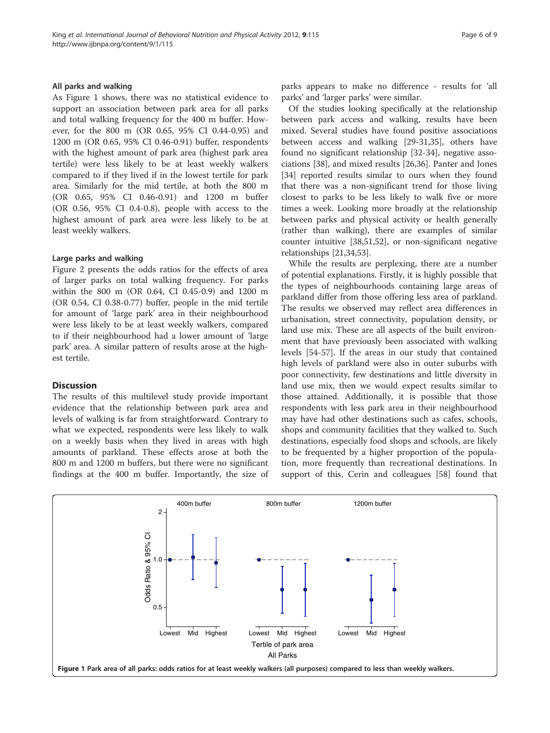### All parks and walking

As Figure 1 shows, there was no statistical evidence to support an association between park area for all parks and total walking frequency for the 400 m buffer. However, for the 800 m (OR 0.65, 95% CI 0.44-0.95) and 1200 m (OR 0.65, 95% CI 0.46-0.91) buffer, respondents with the highest amount of park area (highest park area tertile) were less likely to be at least weekly walkers compared to if they lived if in the lowest tertile for park area. Similarly for the mid tertile, at both the 800 m (OR 0.65, 95% CI 0.46-0.91) and 1200 m buffer (OR 0.56, 95% CI 0.4-0.8), people with access to the highest amount of park area were less likely to be at least weekly walkers.

### Large parks and walking

Figure 2 presents the odds ratios for the effects of area of larger parks on total walking frequency. For parks within the 800 m (OR 0.64, CI 0.45-0.9) and 1200 m (OR 0.54, CI 0.38-0.77) buffer, people in the mid tertile for amount of 'large park' area in their neighbourhood were less likely to be at least weekly walkers, compared to if their neighbourhood had a lower amount of 'large park' area. A similar pattern of results arose at the highest tertile.

## Discussion

The results of this multilevel study provide important evidence that the relationship between park area and levels of walking is far from straightforward. Contrary to what we expected, respondents were less likely to walk on a weekly basis when they lived in areas with high amounts of parkland. These effects arose at both the 800 m and 1200 m buffers, but there were no significant findings at the 400 m buffer. Importantly, the size of parks appears to make no difference - results for 'all parks' and 'larger parks' were similar.

Of the studies looking specifically at the relationship between park access and walking, results have been mixed. Several studies have found positive associations between access and walking [29-31,35], others have found no significant relationship [32-34], negative associations [38], and mixed results [26,36]. Panter and Jones [34] reported results similar to ours when they found that there was a non-significant trend for those living closest to parks to be less likely to walk five or more times a week. Looking more broadly at the relationship between parks and physical activity or health generally (rather than walking), there are examples of similar counter intuitive [38,51,52], or non-significant negative relationships [21,34,53].

While the results are perplexing, there are a number of potential explanations. Firstly, it is highly possible that the types of neighbourhoods containing large areas of parkland differ from those offering less area of parkland. The results we observed may reflect area differences in urbanisation, street connectivity, population density, or land use mix. These are all aspects of the built environment that have previously been associated with walking levels [54-57]. If the areas in our study that contained high levels of parkland were also in outer suburbs with poor connectivity, few destinations and little diversity in land use mix, then we would expect results similar to those attained. Additionally, it is possible that those respondents with less park area in their neighbourhood may have had other destinations such as cafes, schools, shops and community facilities that they walked to. Such destinations, especially food shops and schools, are likely to be frequented by a higher proportion of the population, more frequently than recreational destinations. In support of this, Cerin and colleagues [58] found that

**Figure 1 Park area of all parks: odds ratios for at least weekly walkers (all purposes) compared to less than weekly walkers.**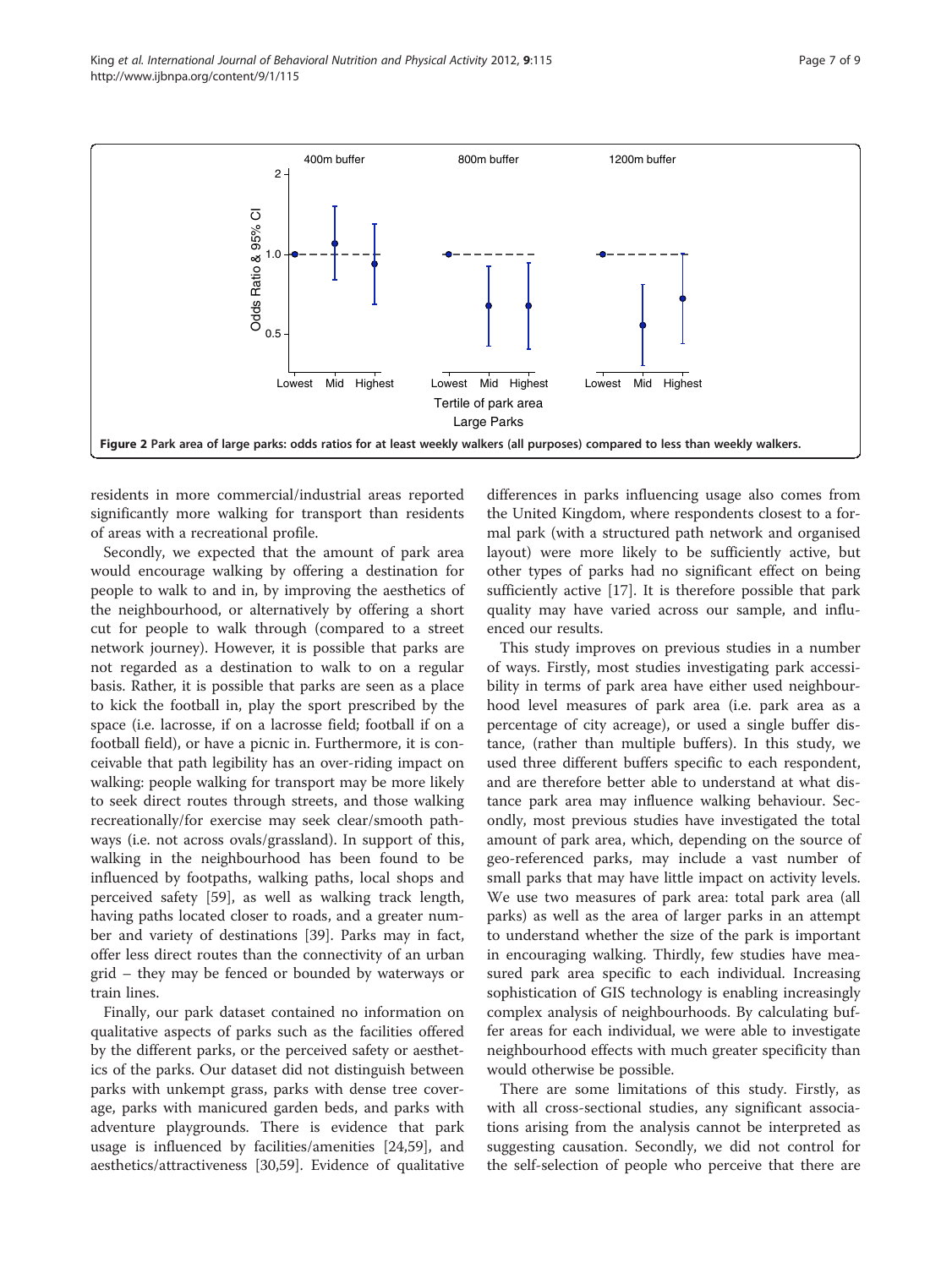**Figure 2 Park area of large parks: odds ratios for at least weekly walkers (all purposes) compared to less than weekly walkers.**

residents in more commercial/industrial areas reported significantly more walking for transport than residents of areas with a recreational profile.

Secondly, we expected that the amount of park area would encourage walking by offering a destination for people to walk to and in, by improving the aesthetics of the neighbourhood, or alternatively by offering a short cut for people to walk through (compared to a street network journey). However, it is possible that parks are not regarded as a destination to walk to on a regular basis. Rather, it is possible that parks are seen as a place to kick the football in, play the sport prescribed by the space (i.e. lacrosse, if on a lacrosse field; football if on a football field), or have a picnic in. Furthermore, it is conceivable that path legibility has an over-riding impact on walking: people walking for transport may be more likely to seek direct routes through streets, and those walking recreationally/for exercise may seek clear/smooth pathways (i.e. not across ovals/grassland). In support of this, walking in the neighbourhood has been found to be influenced by footpaths, walking paths, local shops and perceived safety [59], as well as walking track length, having paths located closer to roads, and a greater number and variety of destinations [39]. Parks may in fact, offer less direct routes than the connectivity of an urban grid – they may be fenced or bounded by waterways or train lines.

Finally, our park dataset contained no information on qualitative aspects of parks such as the facilities offered by the different parks, or the perceived safety or aesthetics of the parks. Our dataset did not distinguish between parks with unkempt grass, parks with dense tree coverage, parks with manicured garden beds, and parks with adventure playgrounds. There is evidence that park usage is influenced by facilities/amenities [24,59], and aesthetics/attractiveness [30,59]. Evidence of qualitative differences in parks influencing usage also comes from the United Kingdom, where respondents closest to a formal park (with a structured path network and organised layout) were more likely to be sufficiently active, but other types of parks had no significant effect on being sufficiently active [17]. It is therefore possible that park quality may have varied across our sample, and influenced our results.

This study improves on previous studies in a number of ways. Firstly, most studies investigating park accessibility in terms of park area have either used neighbourhood level measures of park area (i.e. park area as a percentage of city acreage), or used a single buffer distance, (rather than multiple buffers). In this study, we used three different buffers specific to each respondent, and are therefore better able to understand at what distance park area may influence walking behaviour. Secondly, most previous studies have investigated the total amount of park area, which, depending on the source of geo-referenced parks, may include a vast number of small parks that may have little impact on activity levels. We use two measures of park area: total park area (all parks) as well as the area of larger parks in an attempt to understand whether the size of the park is important in encouraging walking. Thirdly, few studies have measured park area specific to each individual. Increasing sophistication of GIS technology is enabling increasingly complex analysis of neighbourhoods. By calculating buffer areas for each individual, we were able to investigate neighbourhood effects with much greater specificity than would otherwise be possible.

There are some limitations of this study. Firstly, as with all cross-sectional studies, any significant associations arising from the analysis cannot be interpreted as suggesting causation. Secondly, we did not control for the self-selection of people who perceive that there are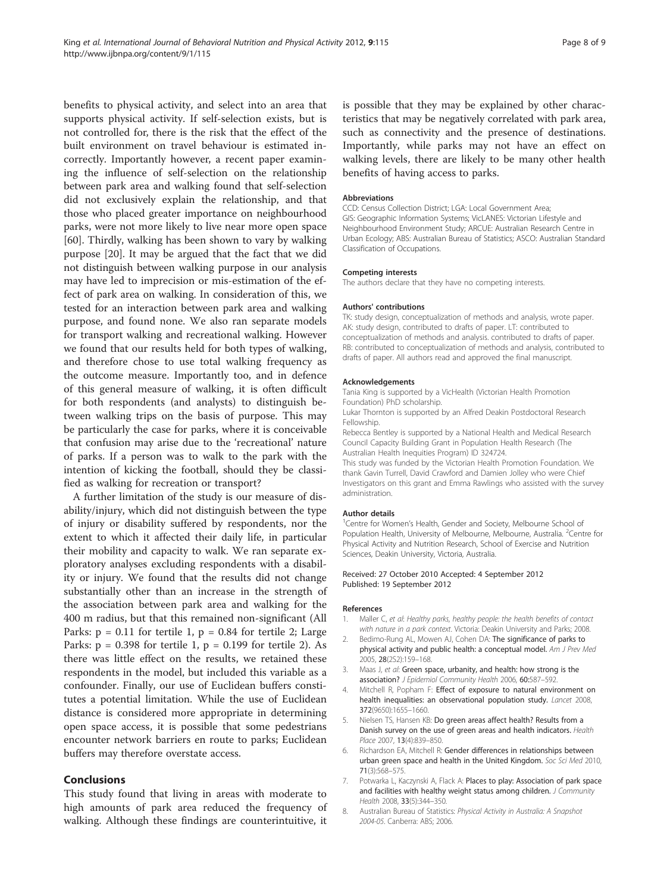benefits to physical activity, and select into an area that supports physical activity. If self-selection exists, but is not controlled for, there is the risk that the effect of the built environment on travel behaviour is estimated incorrectly. Importantly however, a recent paper examining the influence of self-selection on the relationship between park area and walking found that self-selection did not exclusively explain the relationship, and that those who placed greater importance on neighbourhood parks, were not more likely to live near more open space [60]. Thirdly, walking has been shown to vary by walking purpose [20]. It may be argued that the fact that we did not distinguish between walking purpose in our analysis may have led to imprecision or mis-estimation of the effect of park area on walking. In consideration of this, we tested for an interaction between park area and walking purpose, and found none. We also ran separate models for transport walking and recreational walking. However we found that our results held for both types of walking, and therefore chose to use total walking frequency as the outcome measure. Importantly too, and in defence of this general measure of walking, it is often difficult for both respondents (and analysts) to distinguish between walking trips on the basis of purpose. This may be particularly the case for parks, where it is conceivable that confusion may arise due to the 'recreational' nature of parks. If a person was to walk to the park with the intention of kicking the football, should they be classified as walking for recreation or transport?

A further limitation of the study is our measure of disability/injury, which did not distinguish between the type of injury or disability suffered by respondents, nor the extent to which it affected their daily life, in particular their mobility and capacity to walk. We ran separate exploratory analyses excluding respondents with a disability or injury. We found that the results did not change substantially other than an increase in the strength of the association between park area and walking for the 400 m radius, but that this remained non-significant (All Parks: $p = 0.11$ for tertile 1, $p = 0.84$ for tertile 2; Large Parks: $p = 0.398$ for tertile 1, $p = 0.199$ for tertile 2). As there was little effect on the results, we retained these respondents in the model, but included this variable as a confounder. Finally, our use of Euclidean buffers constitutes a potential limitation. While the use of Euclidean distance is considered more appropriate in determining open space access, it is possible that some pedestrians encounter network barriers en route to parks; Euclidean buffers may therefore overstate access.

## Conclusions

This study found that living in areas with moderate to high amounts of park area reduced the frequency of walking. Although these findings are counterintuitive, it is possible that they may be explained by other characteristics that may be negatively correlated with park area, such as connectivity and the presence of destinations. Importantly, while parks may not have an effect on walking levels, there are likely to be many other health benefits of having access to parks.

#### Abbreviations

CCD: Census Collection District; LGA: Local Government Area; GIS: Geographic Information Systems; VicLANES: Victorian Lifestyle and Neighbourhood Environment Study; ARCUE: Australian Research Centre in Urban Ecology; ABS: Australian Bureau of Statistics; ASCO: Australian Standard Classification of Occupations.

#### Competing interests

The authors declare that they have no competing interests.

#### Authors' contributions

TK: study design, conceptualization of methods and analysis, wrote paper. AK: study design, contributed to drafts of paper. LT: contributed to conceptualization of methods and analysis. contributed to drafts of paper. RB: contributed to conceptualization of methods and analysis, contributed to drafts of paper. All authors read and approved the final manuscript.

#### Acknowledgements

Tania King is supported by a VicHealth (Victorian Health Promotion Foundation) PhD scholarship.

Lukar Thornton is supported by an Alfred Deakin Postdoctoral Research Fellowship.

Rebecca Bentley is supported by a National Health and Medical Research Council Capacity Building Grant in Population Health Research (The Australian Health Inequities Program) ID 324724.

This study was funded by the Victorian Health Promotion Foundation. We thank Gavin Turrell, David Crawford and Damien Jolley who were Chief Investigators on this grant and Emma Rawlings who assisted with the survey administration.

#### Author details

[1]Centre for Women's Health, Gender and Society, Melbourne School of Population Health, University of Melbourne, Melbourne, Australia. [2]Centre for Physical Activity and Nutrition Research, School of Exercise and Nutrition Sciences, Deakin University, Victoria, Australia.

Received: 27 October 2010 Accepted: 4 September 2012
Published: 19 September 2012

#### References

1. Maller C, *et al*: *Healthy parks, healthy people: the health benefits of contact with nature in a park context*. Victoria: Deakin University and Parks; 2008.
2. Bedimo-Rung AL, Mowen AJ, Cohen DA: **The significance of parks to physical activity and public health: a conceptual model.** *Am J Prev Med* 2005, **28**(2S2):159–168.
3. Maas J, *et al*: **Green space, urbanity, and health: how strong is the association?** *J Epidemiol Community Health* 2006, **60**:587–592.
4. Mitchell R, Popham F: **Effect of exposure to natural environment on health inequalities: an observational population study.** *Lancet* 2008, **372**(9650):1655–1660.
5. Nielsen TS, Hansen KB: **Do green areas affect health? Results from a Danish survey on the use of green areas and health indicators.** *Health Place* 2007, **13**(4):839–850.
6. Richardson EA, Mitchell R: **Gender differences in relationships between urban green space and health in the United Kingdom.** *Soc Sci Med* 2010, **71**(3):568–575.
7. Potwarka L, Kaczynski A, Flack A: **Places to play: Association of park space and facilities with healthy weight status among children.** *J Community Health* 2008, **33**(5):344–350.
8. Australian Bureau of Statistics: *Physical Activity in Australia: A Snapshot 2004-05*. Canberra: ABS; 2006.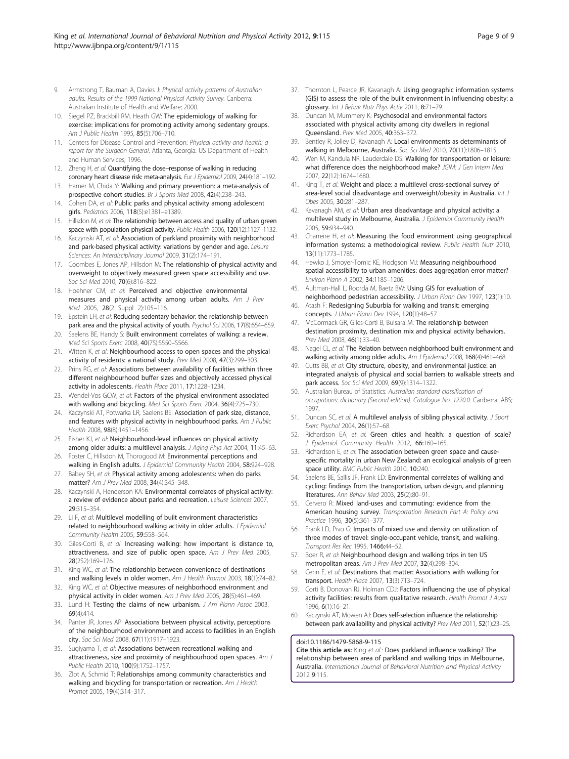9. Armstrong T, Bauman A, Davies J: *Physical activity patterns of Australian adults. Results of the 1999 National Physical Activity Survey.* Canberra: Australian Institute of Health and Welfare; 2000.
10. Siegel PZ, Brackbill RM, Heath GW: **The epidemiology of walking for exercise: implications for promoting activity among sedentary groups.** *Am J Public Health* 1995, **85**(5):706–710.
11. Centers for Disease Control and Prevention: *Physical activity and health: a report for the Surgeon General.* Atlanta, Georgia: US Department of Health and Human Services; 1996.
12. Zheng H, *et al*: **Quantifying the dose–response of walking in reducing coronary heart disease risk: meta-analysis.** *Eur J Epidemiol* 2009, **24**(4):181–192.
13. Hamer M, Chida Y: **Walking and primary prevention: a meta-analysis of prospective cohort studies.** *Br J Sports Med* 2008, **42**(4):238–243.
14. Cohen DA, *et al*: **Public parks and physical activity among adolescent girls.** *Pediatrics* 2006, **118**(5):e1381–e1389.
15. Hillsdon M, *et al*: **The relationship between access and quality of urban green space with population physical activity.** *Public Health* 2006, **120**(12):1127–1132.
16. Kaczynski AT, *et al*: **Association of parkland proximity with neighborhood and park-based physical activity: variations by gender and age.** *Leisure Sciences: An Interdisciplinary Journal* 2009, **31**(2):174–191.
17. Coombes E, Jones AP, Hillsdon M: **The relationship of physical activity and overweight to objectively measured green space accessibility and use.** *Soc Sci Med* 2010, **70**(6):816–822.
18. Hoehner CM, *et al*: **Perceived and objective environmental measures and physical activity among urban adults.** *Am J Prev Med* 2005, **28**(2 Suppl 2):105–116.
19. Epstein LH, *et al*: **Reducing sedentary behavior: the relationship between park area and the physical activity of youth.** *Psychol Sci* 2006, **17**(8):654–659.
20. Saelens BE, Handy S: **Built environment correlates of walking: a review.** *Med Sci Sports Exerc* 2008, **40**(7S):S550–S566.
21. Witten K, *et al*: **Neighbourhood access to open spaces and the physical activity of residents: a national study.** *Prev Med* 2008, **47**(3):299–303.
22. Prins RG, *et al*: **Associations between availability of facilities within three different neighbourhood buffer sizes and objectively accessed physical activity in adolescents.** *Health Place* 2011, **17**:1228–1234.
23. Wendel-Vos GCW, *et al*: **Factors of the physical environment associated with walking and bicycling.** *Med Sci Sports Exerc* 2004, **36**(4):725–730.
24. Kaczynski AT, Potwarka LR, Saelens BE: **Association of park size, distance, and features with physical activity in neighbourhood parks.** *Am J Public Health* 2008, **98**(8):1451–1456.
25. Fisher KJ, *et al*: **Neighbourhood-level influences on physical activity among older adults: a multilevel analysis.** *J Aging Phys Act* 2004, **11**:45–63.
26. Foster C, Hillsdon M, Thorogood M: **Environmental perceptions and walking in English adults.** *J Epidemiol Community Health* 2004, **58**:924–928.
27. Babey SH, *et al*: **Physical activity among adolescents: when do parks matter?** *Am J Prev Med* 2008, **34**(4):345–348.
28. Kaczynski A, Henderson KA: **Environmental correlates of physical activity: a review of evidence about parks and recreation.** *Leisure Sciences* 2007, **29**:315–354.
29. Li F, *et al*: **Multilevel modelling of built environment characteristics related to neighbourhood walking activity in older adults.** *J Epidemiol Community Health* 2005, **59**:558–564.
30. Giles-Corti B, *et al*: **Increasing walking: how important is distance to, attractiveness, and size of public open space.** *Am J Prev Med* 2005, **28**(2S2):169–176.
31. King WC, *et al*: **The relationship between convenience of destinations and walking levels in older women.** *Am J Health Promot* 2003, **18**(1):74–82.
32. King WC, *et al*: **Objective measures of neighborhood environment and physical activity in older women.** *Am J Prev Med* 2005, **28**(5):461–469.
33. Lund H: **Testing the claims of new urbanism.** *J Am Plann Assoc* 2003, **69**(4):414.
34. Panter JR, Jones AP: **Associations between physical activity, perceptions of the neighbourhood environment and access to facilities in an English city.** *Soc Sci Med* 2008, **67**(11):1917–1923.
35. Sugiyama T, *et al*: **Associations between recreational walking and attractiveness, size and proximity of neighbourhood open spaces.** *Am J Public Health* 2010, **100**(9):1752–1757.
36. Zlot A, Schmid T: **Relationships among community characteristics and walking and bicycling for transportation or recreation.** *Am J Health Promot* 2005, **19**(4):314–317.
37. Thornton L, Pearce JR, Kavanagh A: **Using geographic information systems (GIS) to assess the role of the built environment in influencing obesity: a glossary.** *Int J Behav Nutr Phys Activ* 2011, **8**:71–79.
38. Duncan M, Mummery K: **Psychosocial and environmental factors associated with physical activity among city dwellers in regional Queensland.** *Prev Med* 2005, **40**:363–372.
39. Bentley R, Jolley D, Kavanagh A: **Local environments as determinants of walking in Melbourne, Australia.** *Soc Sci Med* 2010, **70**(11):1806–1815.
40. Wen M, Kandula NR, Lauderdale DS: **Walking for transportation or leisure: what difference does the neighborhood make?** *JGIM: J Gen Intern Med* 2007, **22**(12):1674–1680.
41. King T, *et al*: **Weight and place: a multilevel cross-sectional survey of area-level social disadvantage and overweight/obesity in Australia.** *Int J Obes* 2005, **30**:281–287.
42. Kavanagh AM, *et al*: **Urban area disadvantage and physical activity: a multilevel study in Melbourne, Australia.** *J Epidemiol Community Health* 2005, **59**:934–940.
43. Charreire H, *et al*: **Measuring the food environment using geographical information systems: a methodological review.** *Public Health Nutr* 2010, **13**(11):1773–1785.
44. Hewko J, Smoyer-Tomic KE, Hodgson MJ: **Measuring neighbourhood spatial accessibility to urban amenities: does aggregation error matter?** *Environ Plann A* 2002, **34**:1185–1206.
45. Aultman-Hall L, Roorda M, Baetz BW: **Using GIS for evaluation of neighborhood pedestrian accessibility.** *J Urban Plann Dev* 1997, **123**(1):10.
46. Atash F: **Redesigning Suburbia for walking and transit: emerging concepts.** *J Urban Plann Dev* 1994, **120**(1):48–57.
47. McCormack GR, Giles-Corti B, Bulsara M: **The relationship between destination proximity, destination mix and physical activity behaviors.** *Prev Med* 2008, **46**(1):33–40.
48. Nagel CL, *et al*: **The Relation between neighborhood built environment and walking activity among older adults.** *Am J Epidemiol* 2008, **168**(4):461–468.
49. Cutts BB, *et al*: **City structure, obesity, and environmental justice: an integrated analysis of physical and social barriers to walkable streets and park access.** *Soc Sci Med* 2009, **69**(9):1314–1322.
50. Australian Bureau of Statistics: *Australian standard classification of occupations: dictionary (Second edition). Catalogue No. 1220.0.* Canberra: ABS; 1997.
51. Duncan SC, *et al*: **A multilevel analysis of sibling physical activity.** *J Sport Exerc Psychol* 2004, **26**(1):57–68.
52. Richardson EA, *et al*: **Green cities and health: a question of scale?** *J Epidemiol Community Health* 2012, **66**:160–165.
53. Richardson E, *et al*: **The association between green space and cause-specific mortality in urban New Zealand: an ecological analysis of green space utility.** *BMC Public Health* 2010, **10**:240.
54. Saelens BE, Sallis JF, Frank LD: **Environmental correlates of walking and cycling: findings from the transportation, urban design, and planning literatures.** *Ann Behav Med* 2003, **25**(2):80–91.
55. Cervero R: **Mixed land-uses and commuting: evidence from the American housing survey.** *Transportation Research Part A: Policy and Practice* 1996, **30**(5):361–377.
56. Frank LD, Pivo G: **Impacts of mixed use and density on utilization of three modes of travel: single-occupant vehicle, transit, and walking.** *Transport Res Rec* 1995, **1466**:44–52.
57. Boer R, *et al*: **Neighbourhood design and walking trips in ten US metropolitan areas.** *Am J Prev Med* 2007, **32**(4):298–304.
58. Cerin E, *et al*: **Destinations that matter: Associations with walking for transport.** *Health Place* 2007, **13**(3):713–724.
59. Corti B, Donovan RJ, Holman CDJ: **Factors influencing the use of physical activity facilities: results from qualitative research.** *Health Promot J Austr* 1996, **6**(1):16–21.
60. Kaczynski AT, Mowen AJ: **Does self-selection influence the relationship between park availability and physical activity?** *Prev Med* 2011, **52**(1):23–25.

doi:10.1186/1479-5868-9-115

**Cite this article as:** King *et al.*: Does parkland influence walking? The relationship between area of parkland and walking trips in Melbourne, Australia. *International Journal of Behavioral Nutrition and Physical Activity* 2012 **9**:115.